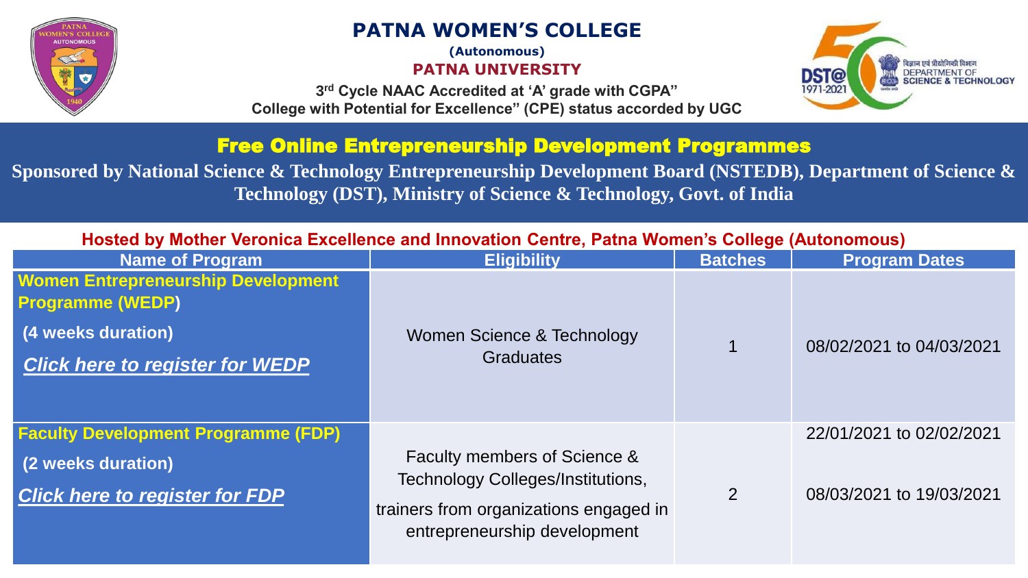# PATNA WOMEN'S COLLEGE

**(Autonomous)**

**PATNA UNIVERSITY**

**3rd Cycle NAAC Accredited at 'A' grade with CGPA"**

**College with Potential for Excellence" (CPE) status accorded by UGC**

विज्ञान एवं प्रौद्योगिकी विभाग
DEPARTMENT OF SCIENCE & TECHNOLOGY

DST@ 1971-2021

## Free Online Entrepreneurship Development Programmes

**Sponsored by National Science & Technology Entrepreneurship Development Board (NSTEDB), Department of Science & Technology (DST), Ministry of Science & Technology, Govt. of India**

**Hosted by Mother Veronica Excellence and Innovation Centre, Patna Women's College (Autonomous)**

| Name of Program | Eligibility | Batches | Program Dates |
|---|---|---|---|
| **Women Entrepreneurship Development Programme (WEDP)** **(4 weeks duration)** ***Click here to register for WEDP*** | Women Science & Technology Graduates | 1 | 08/02/2021 to 04/03/2021 |
| **Faculty Development Programme (FDP)** **(2 weeks duration)** ***Click here to register for FDP*** | Faculty members of Science & Technology Colleges/Institutions, trainers from organizations engaged in entrepreneurship development | 2 | 22/01/2021 to 02/02/2021<br>08/03/2021 to 19/03/2021 |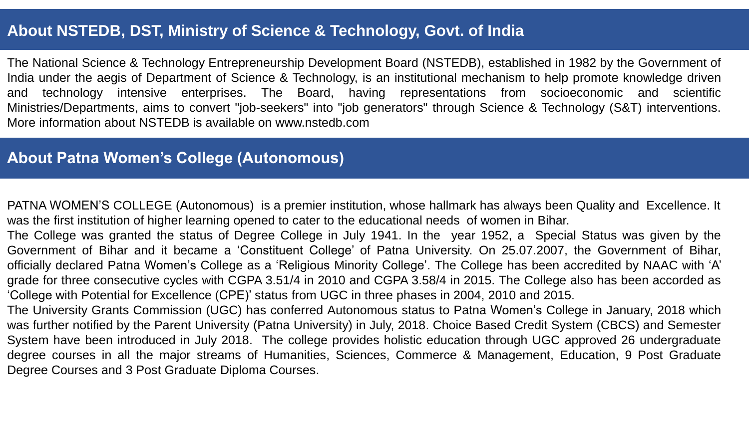## About NSTEDB, DST, Ministry of Science & Technology, Govt. of India

The National Science & Technology Entrepreneurship Development Board (NSTEDB), established in 1982 by the Government of India under the aegis of Department of Science & Technology, is an institutional mechanism to help promote knowledge driven and technology intensive enterprises. The Board, having representations from socioeconomic and scientific Ministries/Departments, aims to convert "job-seekers" into "job generators" through Science & Technology (S&T) interventions. More information about NSTEDB is available on www.nstedb.com

## About Patna Women's College (Autonomous)

PATNA WOMEN'S COLLEGE (Autonomous) is a premier institution, whose hallmark has always been Quality and Excellence. It was the first institution of higher learning opened to cater to the educational needs of women in Bihar.

The College was granted the status of Degree College in July 1941. In the year 1952, a Special Status was given by the Government of Bihar and it became a 'Constituent College' of Patna University. On 25.07.2007, the Government of Bihar, officially declared Patna Women's College as a 'Religious Minority College'. The College has been accredited by NAAC with 'A' grade for three consecutive cycles with CGPA 3.51/4 in 2010 and CGPA 3.58/4 in 2015. The College also has been accorded as 'College with Potential for Excellence (CPE)' status from UGC in three phases in 2004, 2010 and 2015.

The University Grants Commission (UGC) has conferred Autonomous status to Patna Women's College in January, 2018 which was further notified by the Parent University (Patna University) in July, 2018. Choice Based Credit System (CBCS) and Semester System have been introduced in July 2018. The college provides holistic education through UGC approved 26 undergraduate degree courses in all the major streams of Humanities, Sciences, Commerce & Management, Education, 9 Post Graduate Degree Courses and 3 Post Graduate Diploma Courses.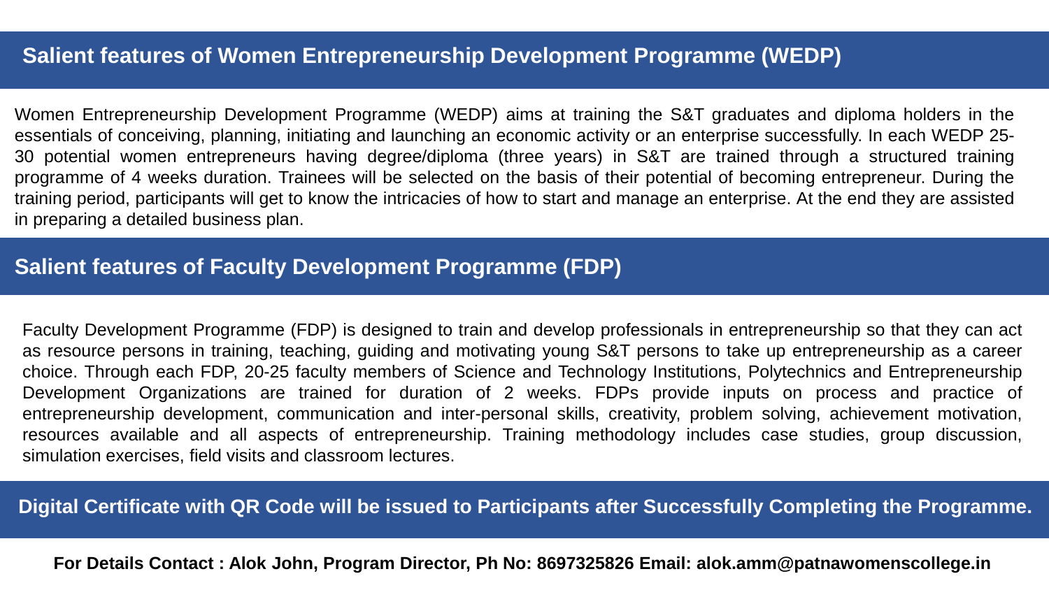## Salient features of Women Entrepreneurship Development Programme (WEDP)

Women Entrepreneurship Development Programme (WEDP) aims at training the S&T graduates and diploma holders in the essentials of conceiving, planning, initiating and launching an economic activity or an enterprise successfully. In each WEDP 25-30 potential women entrepreneurs having degree/diploma (three years) in S&T are trained through a structured training programme of 4 weeks duration. Trainees will be selected on the basis of their potential of becoming entrepreneur. During the training period, participants will get to know the intricacies of how to start and manage an enterprise. At the end they are assisted in preparing a detailed business plan.

## Salient features of Faculty Development Programme (FDP)

Faculty Development Programme (FDP) is designed to train and develop professionals in entrepreneurship so that they can act as resource persons in training, teaching, guiding and motivating young S&T persons to take up entrepreneurship as a career choice. Through each FDP, 20-25 faculty members of Science and Technology Institutions, Polytechnics and Entrepreneurship Development Organizations are trained for duration of 2 weeks. FDPs provide inputs on process and practice of entrepreneurship development, communication and inter-personal skills, creativity, problem solving, achievement motivation, resources available and all aspects of entrepreneurship. Training methodology includes case studies, group discussion, simulation exercises, field visits and classroom lectures.

**Digital Certificate with QR Code will be issued to Participants after Successfully Completing the Programme.**

**For Details Contact : Alok John, Program Director, Ph No: 8697325826 Email: alok.amm@patnawomenscollege.in**